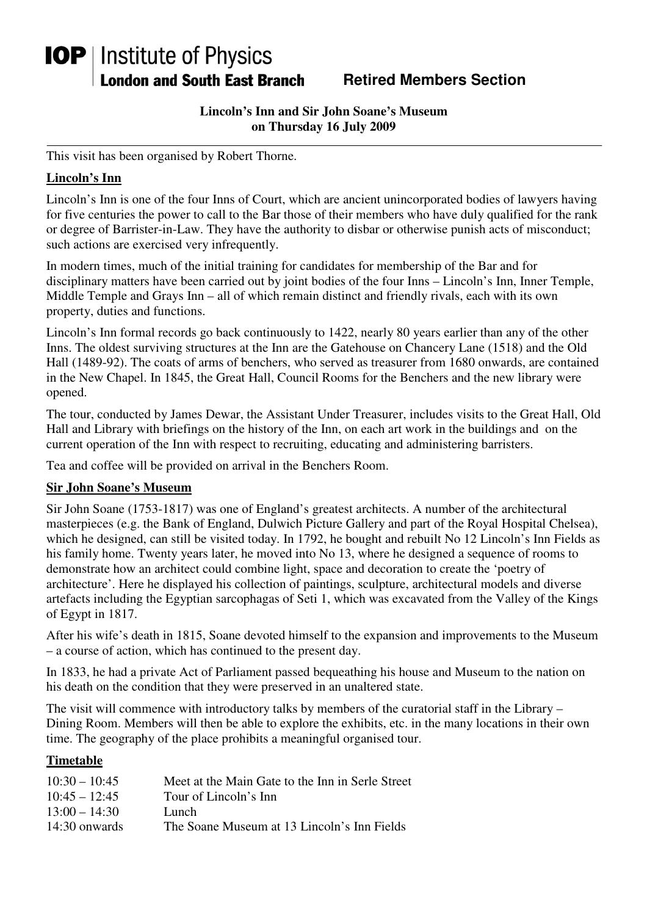**IOP** | Institute of Physics
**London and South East Branch** **Retired Members Section**

**Lincoln's Inn and Sir John Soane's Museum**
**on Thursday 16 July 2009**

---

This visit has been organised by Robert Thorne.

## Lincoln's Inn

Lincoln's Inn is one of the four Inns of Court, which are ancient unincorporated bodies of lawyers having for five centuries the power to call to the Bar those of their members who have duly qualified for the rank or degree of Barrister-in-Law. They have the authority to disbar or otherwise punish acts of misconduct; such actions are exercised very infrequently.

In modern times, much of the initial training for candidates for membership of the Bar and for disciplinary matters have been carried out by joint bodies of the four Inns – Lincoln's Inn, Inner Temple, Middle Temple and Grays Inn – all of which remain distinct and friendly rivals, each with its own property, duties and functions.

Lincoln's Inn formal records go back continuously to 1422, nearly 80 years earlier than any of the other Inns. The oldest surviving structures at the Inn are the Gatehouse on Chancery Lane (1518) and the Old Hall (1489-92). The coats of arms of benchers, who served as treasurer from 1680 onwards, are contained in the New Chapel. In 1845, the Great Hall, Council Rooms for the Benchers and the new library were opened.

The tour, conducted by James Dewar, the Assistant Under Treasurer, includes visits to the Great Hall, Old Hall and Library with briefings on the history of the Inn, on each art work in the buildings and on the current operation of the Inn with respect to recruiting, educating and administering barristers.

Tea and coffee will be provided on arrival in the Benchers Room.

## Sir John Soane's Museum

Sir John Soane (1753-1817) was one of England's greatest architects. A number of the architectural masterpieces (e.g. the Bank of England, Dulwich Picture Gallery and part of the Royal Hospital Chelsea), which he designed, can still be visited today. In 1792, he bought and rebuilt No 12 Lincoln's Inn Fields as his family home. Twenty years later, he moved into No 13, where he designed a sequence of rooms to demonstrate how an architect could combine light, space and decoration to create the 'poetry of architecture'. Here he displayed his collection of paintings, sculpture, architectural models and diverse artefacts including the Egyptian sarcophagas of Seti 1, which was excavated from the Valley of the Kings of Egypt in 1817.

After his wife's death in 1815, Soane devoted himself to the expansion and improvements to the Museum – a course of action, which has continued to the present day.

In 1833, he had a private Act of Parliament passed bequeathing his house and Museum to the nation on his death on the condition that they were preserved in an unaltered state.

The visit will commence with introductory talks by members of the curatorial staff in the Library – Dining Room. Members will then be able to explore the exhibits, etc. in the many locations in their own time. The geography of the place prohibits a meaningful organised tour.

## Timetable

| | |
|---|---|
| 10:30 – 10:45 | Meet at the Main Gate to the Inn in Serle Street |
| 10:45 – 12:45 | Tour of Lincoln's Inn |
| 13:00 – 14:30 | Lunch |
| 14:30 onwards | The Soane Museum at 13 Lincoln's Inn Fields |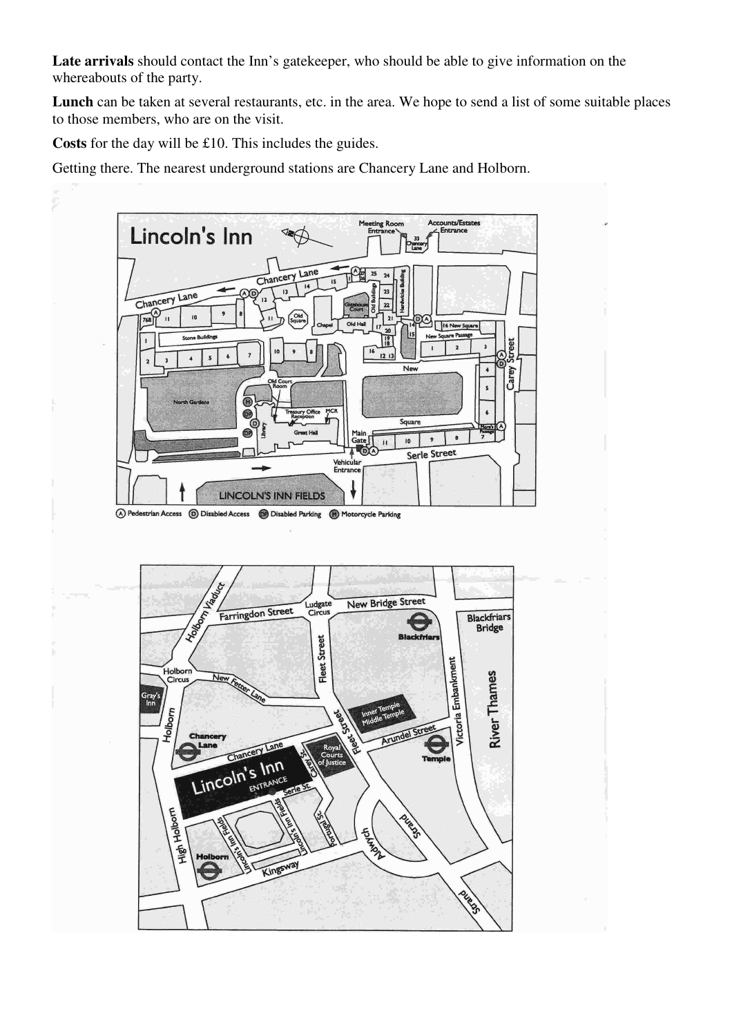**Late arrivals** should contact the Inn's gatekeeper, who should be able to give information on the whereabouts of the party.

**Lunch** can be taken at several restaurants, etc. in the area. We hope to send a list of some suitable places to those members, who are on the visit.

**Costs** for the day will be £10. This includes the guides.

Getting there. The nearest underground stations are Chancery Lane and Holborn.